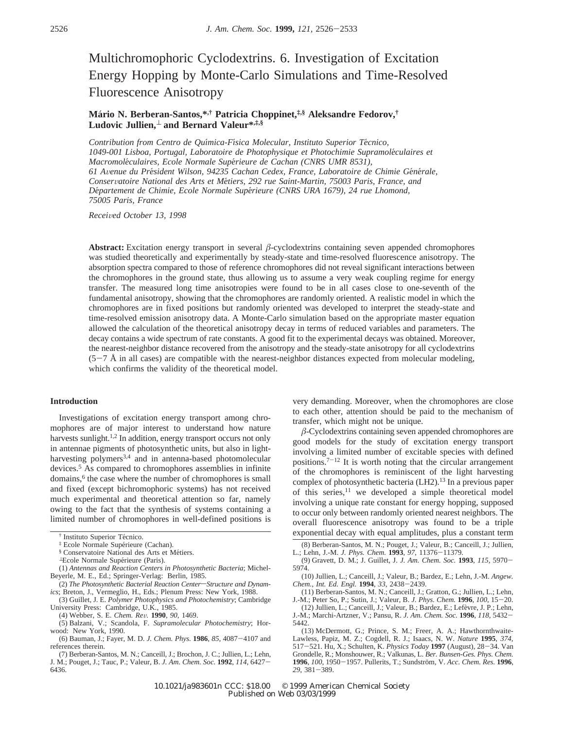# Multichromophoric Cyclodextrins. 6. Investigation of Excitation Energy Hopping by Monte-Carlo Simulations and Time-Resolved Fluorescence Anisotropy

**Mário N. Berberan-Santos,\*,† Patricia Choppinet,‡,§ Aleksandre Fedorov,† Ludovic Jullien,⊥ and Bernard Valeur\*,‡,§**

*Contribution from Centro de Química-Física Molecular, Instituto Superior Técnico, 1049-001 Lisboa, Portugal, Laboratoire de Photophysique et Photochimie Supramoléculaires et Macromoléculaires, Ecole Normale Supérieure de Cachan (CNRS UMR 8531), 61 Avenue du Président Wilson, 94235 Cachan Cedex, France, Laboratoire de Chimie Générale, Conservatoire National des Arts et Métiers, 292 rue Saint-Martin, 75003 Paris, France, and Département de Chimie, Ecole Normale Supérieure (CNRS URA 1679), 24 rue Lhomond, 75005 Paris, France*

*Received October 13, 1998*

**Abstract:** Excitation energy transport in several β-cyclodextrins containing seven appended chromophores was studied theoretically and experimentally by steady-state and time-resolved fluorescence anisotropy. The absorption spectra compared to those of reference chromophores did not reveal significant interactions between the chromophores in the ground state, thus allowing us to assume a very weak coupling regime for energy transfer. The measured long time anisotropies were found to be in all cases close to one-seventh of the fundamental anisotropy, showing that the chromophores are randomly oriented. A realistic model in which the chromophores are in fixed positions but randomly oriented was developed to interpret the steady-state and time-resolved emission anisotropy data. A Monte-Carlo simulation based on the appropriate master equation allowed the calculation of the theoretical anisotropy decay in terms of reduced variables and parameters. The decay contains a wide spectrum of rate constants. A good fit to the experimental decays was obtained. Moreover, the nearest-neighbor distance recovered from the anisotropy and the steady-state anisotropy for all cyclodextrins (5−7 Å in all cases) are compatible with the nearest-neighbor distances expected from molecular modeling, which confirms the validity of the theoretical model.

## Introduction

Investigations of excitation energy transport among chromophores are of major interest to understand how nature harvests sunlight.[1,2] In addition, energy transport occurs not only in antennae pigments of photosynthetic units, but also in light-harvesting polymers[3,4] and in antenna-based photomolecular devices.[5] As compared to chromophores assemblies in infinite domains,[6] the case where the number of chromophores is small and fixed (except bichromophoric systems) has not received much experimental and theoretical attention so far, namely owing to the fact that the synthesis of systems containing a limited number of chromophores in well-defined positions is very demanding. Moreover, when the chromophores are close to each other, attention should be paid to the mechanism of transfer, which might not be unique.

β-Cyclodextrins containing seven appended chromophores are good models for the study of excitation energy transport involving a limited number of excitable species with defined positions.[7−12] It is worth noting that the circular arrangement of the chromophores is reminiscent of the light harvesting complex of photosynthetic bacteria (LH2).[13] In a previous paper of this series,[11] we developed a simple theoretical model involving a unique rate constant for energy hopping, supposed to occur only between randomly oriented nearest neighbors. The overall fluorescence anisotropy was found to be a triple exponential decay with equal amplitudes, plus a constant term

† Instituto Superior Técnico.
‡ Ecole Normale Supérieure (Cachan).
§ Conservatoire National des Arts et Métiers.
⊥ Ecole Normale Supérieure (Paris).

(1) *Antennas and Reaction Centers in Photosynthetic Bacteria*; Michel-Beyerle, M. E., Ed.; Springer-Verlag: Berlin, 1985.
(2) *The Photosynthetic Bacterial Reaction Center—Structure and Dynamics*; Breton, J., Vermeglio, H., Eds.; Plenum Press: New York, 1988.
(3) Guillet, J. E. *Polymer Photophysics and Photochemistry*; Cambridge University Press: Cambridge, U.K., 1985.
(4) Webber, S. E. *Chem. Rev.* **1990**, *90*, 1469.
(5) Balzani, V.; Scandola, F. *Supramolecular Photochemistry*; Horwood: New York, 1990.
(6) Bauman, J.; Fayer, M. D. *J. Chem. Phys.* **1986**, *85*, 4087−4107 and references therein.
(7) Berberan-Santos, M. N.; Canceill, J.; Brochon, J. C.; Jullien, L.; Lehn, J. M.; Pouget, J.; Tauc, P.; Valeur, B. *J. Am. Chem. Soc.* **1992**, *114*, 6427−6436.
(8) Berberan-Santos, M. N.; Pouget, J.; Valeur, B.; Canceill, J.; Jullien, L.; Lehn, J.-M. *J. Phys. Chem.* **1993**, *97*, 11376−11379.
(9) Gravett, D. M.; J. Guillet, J. *J. Am. Chem. Soc.* **1993**, *115*, 5970−5974.
(10) Jullien, L.; Canceill, J.; Valeur, B.; Bardez, E.; Lehn, J.-M. *Angew. Chem., Int. Ed. Engl.* **1994**, *33*, 2438−2439.
(11) Berberan-Santos, M. N.; Canceill, J.; Gratton, G.; Jullien, L.; Lehn, J.-M.; Peter So, P.; Sutin, J.; Valeur, B. *J. Phys. Chem.* **1996**, *100*, 15−20.
(12) Jullien, L.; Canceill, J.; Valeur, B.; Bardez, E.; Lefèvre, J. P.; Lehn, J.-M.; Marchi-Artzner, V.; Pansu, R. *J. Am. Chem. Soc.* **1996**, *118*, 5432−5442.
(13) McDermott, G.; Prince, S. M.; Freer, A. A.; Hawthornthwaite-Lawless, Papiz, M. Z.; Cogdell, R. J.; Isaacs, N. W. *Nature* **1995**, *374*, 517−521. Hu, X.; Schulten, K. *Physics Today* **1997** (August), 28−34. Van Grondelle, R.; Monshouwer, R.; Valkunas, L. *Ber. Bunsen-Ges. Phys. Chem.* **1996**, *100*, 1950−1957. Pullerits, T.; Sundström, V. *Acc. Chem. Res.* **1996**, *29*, 381−389.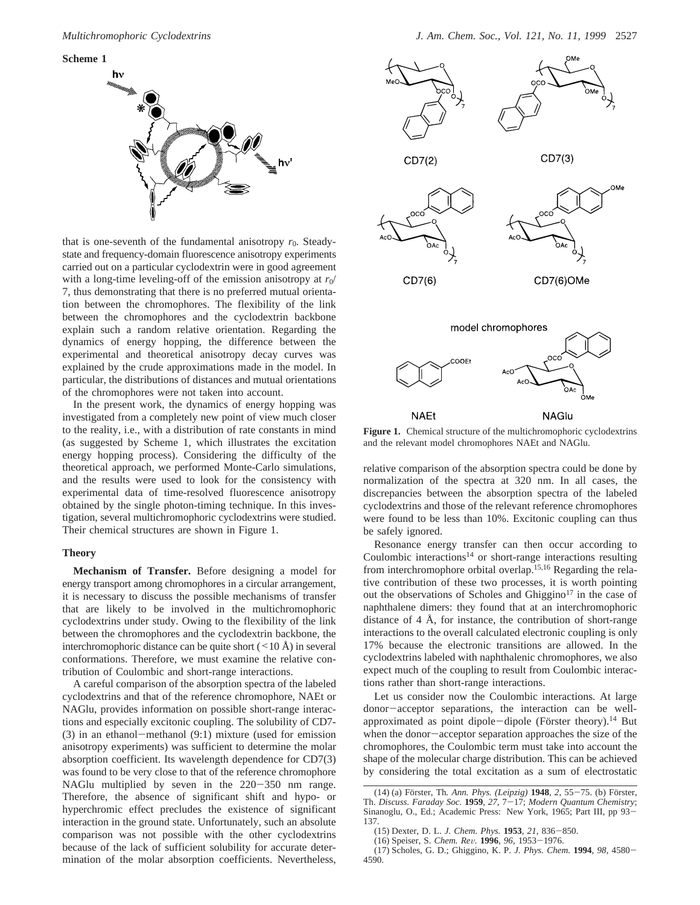**Scheme 1**

that is one-seventh of the fundamental anisotropy $r_0$. Steady-state and frequency-domain fluorescence anisotropy experiments carried out on a particular cyclodextrin were in good agreement with a long-time leveling-off of the emission anisotropy at $r_0/7$, thus demonstrating that there is no preferred mutual orientation between the chromophores. The flexibility of the link between the chromophores and the cyclodextrin backbone explain such a random relative orientation. Regarding the dynamics of energy hopping, the difference between the experimental and theoretical anisotropy decay curves was explained by the crude approximations made in the model. In particular, the distributions of distances and mutual orientations of the chromophores were not taken into account.

In the present work, the dynamics of energy hopping was investigated from a completely new point of view much closer to the reality, i.e., with a distribution of rate constants in mind (as suggested by Scheme 1, which illustrates the excitation energy hopping process). Considering the difficulty of the theoretical approach, we performed Monte-Carlo simulations, and the results were used to look for the consistency with experimental data of time-resolved fluorescence anisotropy obtained by the single photon-timing technique. In this investigation, several multichromophoric cyclodextrins were studied. Their chemical structures are shown in Figure 1.

## Theory

**Mechanism of Transfer.** Before designing a model for energy transport among chromophores in a circular arrangement, it is necessary to discuss the possible mechanisms of transfer that are likely to be involved in the multichromophoric cyclodextrins under study. Owing to the flexibility of the link between the chromophores and the cyclodextrin backbone, the interchromophoric distance can be quite short (<10 Å) in several conformations. Therefore, we must examine the relative contribution of Coulombic and short-range interactions.

A careful comparison of the absorption spectra of the labeled cyclodextrins and that of the reference chromophore, NAEt or NAGlu, provides information on possible short-range interactions and especially excitonic coupling. The solubility of CD7(3) in an ethanol−methanol (9:1) mixture (used for emission anisotropy experiments) was sufficient to determine the molar absorption coefficient. Its wavelength dependence for CD7(3) was found to be very close to that of the reference chromophore NAGlu multiplied by seven in the 220−350 nm range. Therefore, the absence of significant shift and hypo- or hyperchromic effect precludes the existence of significant interaction in the ground state. Unfortunately, such an absolute comparison was not possible with the other cyclodextrins because of the lack of sufficient solubility for accurate determination of the molar absorption coefficients. Nevertheless, relative comparison of the absorption spectra could be done by normalization of the spectra at 320 nm. In all cases, the discrepancies between the absorption spectra of the labeled cyclodextrins and those of the relevant reference chromophores were found to be less than 10%. Excitonic coupling can thus be safely ignored.

**Figure 1.** Chemical structure of the multichromophoric cyclodextrins and the relevant model chromophores NAEt and NAGlu.

Resonance energy transfer can then occur according to Coulombic interactions[14] or short-range interactions resulting from interchromophore orbital overlap.[15,16] Regarding the relative contribution of these two processes, it is worth pointing out the observations of Scholes and Ghiggino[17] in the case of naphthalene dimers: they found that at an interchromophoric distance of 4 Å, for instance, the contribution of short-range interactions to the overall calculated electronic coupling is only 17% because the electronic transitions are allowed. In the cyclodextrins labeled with naphthalenic chromophores, we also expect much of the coupling to result from Coulombic interactions rather than short-range interactions.

Let us consider now the Coulombic interactions. At large donor−acceptor separations, the interaction can be well-approximated as point dipole−dipole (Förster theory).[14] But when the donor−acceptor separation approaches the size of the chromophores, the Coulombic term must take into account the shape of the molecular charge distribution. This can be achieved by considering the total excitation as a sum of electrostatic

(14) (a) Förster, Th. *Ann. Phys. (Leipzig)* **1948**, *2*, 55−75. (b) Förster, Th. *Discuss. Faraday Soc.* **1959**, *27*, 7−17; *Modern Quantum Chemistry*; Sinanoglu, O., Ed.; Academic Press: New York, 1965; Part III, pp 93−137.

(15) Dexter, D. L. *J. Chem. Phys.* **1953**, *21*, 836−850.

(16) Speiser, S. *Chem. Rev.* **1996**, *96*, 1953−1976.

(17) Scholes, G. D.; Ghiggino, K. P. *J. Phys. Chem.* **1994**, *98*, 4580−4590.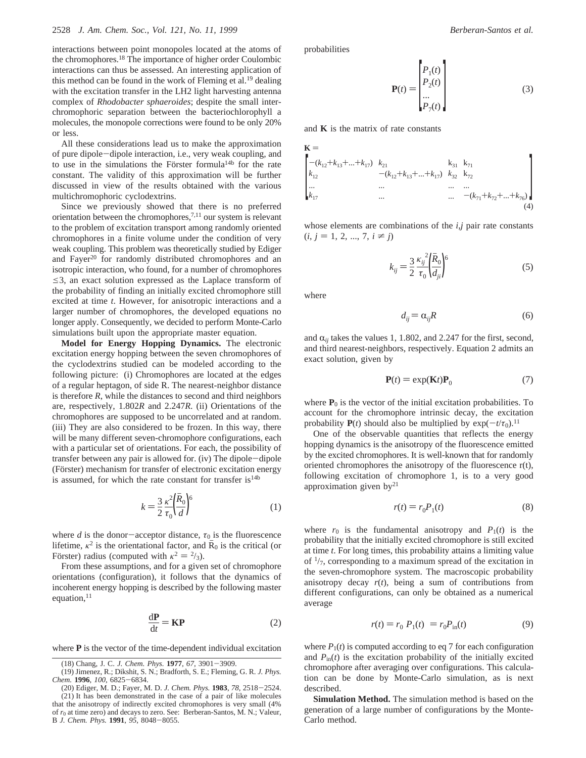interactions between point monopoles located at the atoms of the chromophores.[18] The importance of higher order Coulombic interactions can thus be assessed. An interesting application of this method can be found in the work of Fleming et al.[19] dealing with the excitation transfer in the LH2 light harvesting antenna complex of *Rhodobacter sphaeroides*; despite the small interchromophoric separation between the bacteriochlorophyll a molecules, the monopole corrections were found to be only 20% or less.

All these considerations lead us to make the approximation of pure dipole–dipole interaction, i.e., very weak coupling, and to use in the simulations the Förster formula[14b] for the rate constant. The validity of this approximation will be further discussed in view of the results obtained with the various multichromophoric cyclodextrins.

Since we previously showed that there is no preferred orientation between the chromophores,[7,11] our system is relevant to the problem of excitation transport among randomly oriented chromophores in a finite volume under the condition of very weak coupling. This problem was theoretically studied by Ediger and Fayer[20] for randomly distributed chromophores and an isotropic interaction, who found, for a number of chromophores ≤3, an exact solution expressed as the Laplace transform of the probability of finding an initially excited chromophore still excited at time *t*. However, for anisotropic interactions and a larger number of chromophores, the developed equations no longer apply. Consequently, we decided to perform Monte-Carlo simulations built upon the appropriate master equation.

**Model for Energy Hopping Dynamics.** The electronic excitation energy hopping between the seven chromophores of the cyclodextrins studied can be modeled according to the following picture: (i) Chromophores are located at the edges of a regular heptagon, of side R. The nearest-neighbor distance is therefore *R*, while the distances to second and third neighbors are, respectively, 1.802*R* and 2.247*R*. (ii) Orientations of the chromophores are supposed to be uncorrelated and at random. (iii) They are also considered to be frozen. In this way, there will be many different seven-chromophore configurations, each with a particular set of orientations. For each, the possibility of transfer between any pair is allowed for. (iv) The dipole–dipole (Förster) mechanism for transfer of electronic excitation energy is assumed, for which the rate constant for transfer is[14b]

$$k = \frac{3}{2}\frac{\kappa^2}{\tau_0}\left(\frac{\bar{R}_0}{d}\right)^6 \tag{1}$$

where $d$ is the donor–acceptor distance, $\tau_0$ is the fluorescence lifetime, $\kappa^2$ is the orientational factor, and $\bar{R}_0$ is the critical (or Förster) radius (computed with $\kappa^2 = 2/3$).

From these assumptions, and for a given set of chromophore orientations (configuration), it follows that the dynamics of incoherent energy hopping is described by the following master equation,[11]

$$\frac{d\mathbf{P}}{dt} = \mathbf{KP} \tag{2}$$

where **P** is the vector of the time-dependent individual excitation probabilities

$$\mathbf{P}(t) = \begin{bmatrix} P_1(t) \\ P_2(t) \\ ... \\ P_7(t) \end{bmatrix} \tag{3}$$

and **K** is the matrix of rate constants

$$\mathbf{K} = \begin{bmatrix} -(k_{12}+k_{13}+...+k_{17}) & k_{21} & k_{31} & k_{71} \\ k_{12} & -(k_{12}+k_{13}+...+k_{17}) & k_{32} & k_{72} \\ ... & ... & ... & ... \\ k_{17} & ... & ... & -(k_{71}+k_{72}+...+k_{76}) \end{bmatrix} \tag{4}$$

whose elements are combinations of the *i,j* pair rate constants ($i, j = 1, 2, ..., 7, i \neq j$)

$$k_{ij} = \frac{3}{2}\frac{\kappa_{ij}^2}{\tau_0}\left(\frac{\bar{R}_0}{d_{ji}}\right)^6 \tag{5}$$

where

$$d_{ij} = \alpha_{ij}R \tag{6}$$

and $\alpha_{ij}$ takes the values 1, 1.802, and 2.247 for the first, second, and third nearest-neighbors, respectively. Equation 2 admits an exact solution, given by

$$\mathbf{P}(t) = \exp(\mathbf{K}t)\mathbf{P}_0 \tag{7}$$

where $\mathbf{P}_0$ is the vector of the initial excitation probabilities. To account for the chromophore intrinsic decay, the excitation probability $\mathbf{P}(t)$ should also be multiplied by $\exp(-t/\tau_0)$.[11]

One of the observable quantities that reflects the energy hopping dynamics is the anisotropy of the fluorescence emitted by the excited chromophores. It is well-known that for randomly oriented chromophores the anisotropy of the fluorescence r(t), following excitation of chromophore 1, is to a very good approximation given by[21]

$$r(t) = r_0 P_1(t) \tag{8}$$

where $r_0$ is the fundamental anisotropy and $P_1(t)$ is the probability that the initially excited chromophore is still excited at time *t*. For long times, this probability attains a limiting value of $1/7$, corresponding to a maximum spread of the excitation in the seven-chromophore system. The macroscopic probability anisotropy decay $r(t)$, being a sum of contributions from different configurations, can only be obtained as a numerical average

$$r(t) = r_0 \langle P_1(t) \rangle = r_0 P_{in}(t) \tag{9}$$

where $P_1(t)$ is computed according to eq 7 for each configuration and $P_{in}(t)$ is the excitation probability of the initially excited chromophore after averaging over configurations. This calculation can be done by Monte-Carlo simulation, as is next described.

**Simulation Method.** The simulation method is based on the generation of a large number of configurations by the Monte-Carlo method.

---

(18) Chang, J. C. *J. Chem. Phys.* **1977**, *67*, 3901–3909.

(19) Jimenez, R.; Dikshit, S. N.; Bradforth, S. E.; Fleming, G. R. *J. Phys. Chem.* **1996**, *100*, 6825–6834.

(20) Ediger, M. D.; Fayer, M. D. *J. Chem. Phys.* **1983**, *78*, 2518–2524.

(21) It has been demonstrated in the case of a pair of like molecules that the anisotropy of indirectly excited chromophores is very small (4% of $r_0$ at time zero) and decays to zero. See: Berberan-Santos, M. N.; Valeur, B *J. Chem. Phys.* **1991**, *95*, 8048–8055.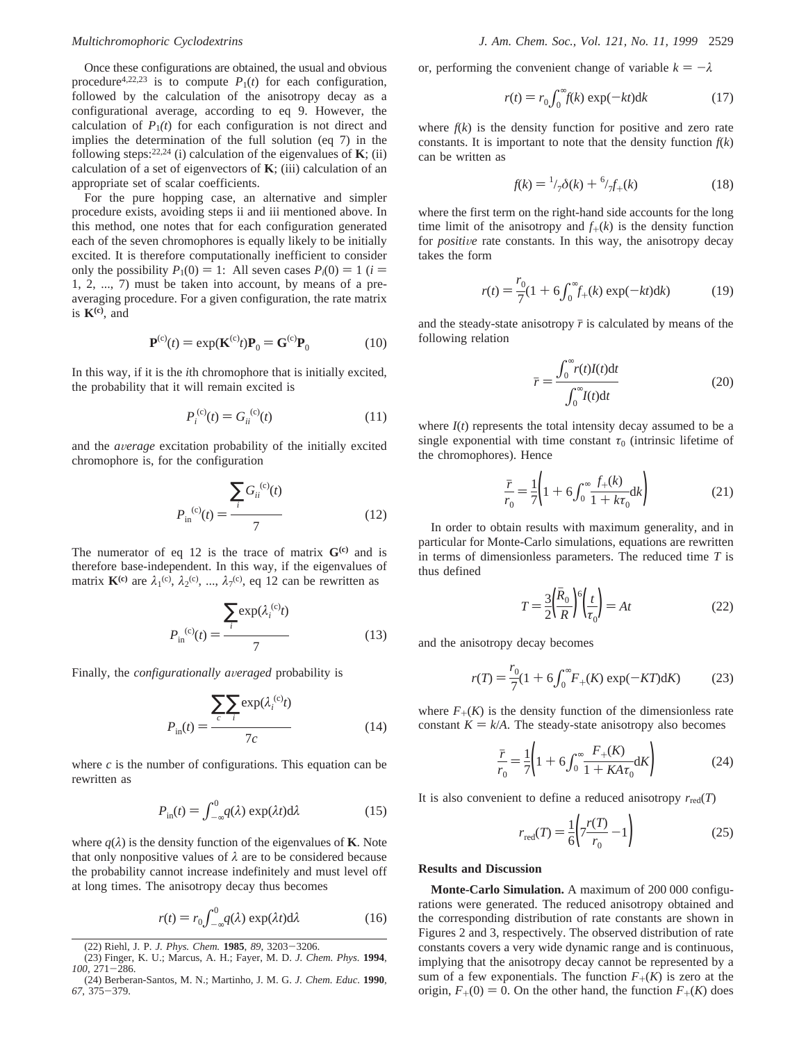Once these configurations are obtained, the usual and obvious procedure[4,22,23] is to compute $P_1(t)$ for each configuration, followed by the calculation of the anisotropy decay as a configurational average, according to eq 9. However, the calculation of $P_1(t)$ for each configuration is not direct and implies the determination of the full solution (eq 7) in the following steps:[22,24] (i) calculation of the eigenvalues of **K**; (ii) calculation of a set of eigenvectors of **K**; (iii) calculation of an appropriate set of scalar coefficients.

For the pure hopping case, an alternative and simpler procedure exists, avoiding steps ii and iii mentioned above. In this method, one notes that for each configuration generated each of the seven chromophores is equally likely to be initially excited. It is therefore computationally inefficient to consider only the possibility $P_1(0) = 1$: All seven cases $P_i(0) = 1$ ($i$ = 1, 2, ..., 7) must be taken into account, by means of a preaveraging procedure. For a given configuration, the rate matrix is $\mathbf{K}^{(c)}$, and

$$\mathbf{P}^{(c)}(t) = \exp(\mathbf{K}^{(c)}t)\mathbf{P}_0 = \mathbf{G}^{(c)}\mathbf{P}_0 \tag{10}$$

In this way, if it is the $i$th chromophore that is initially excited, the probability that it will remain excited is

$$P_i^{(c)}(t) = G_{ii}^{(c)}(t) \tag{11}$$

and the *average* excitation probability of the initially excited chromophore is, for the configuration

$$P_{\mathrm{in}}^{(c)}(t) = \frac{\sum_i G_{ii}^{(c)}(t)}{7} \tag{12}$$

The numerator of eq 12 is the trace of matrix $\mathbf{G}^{(c)}$ and is therefore base-independent. In this way, if the eigenvalues of matrix $\mathbf{K}^{(c)}$ are $\lambda_1^{(c)}, \lambda_2^{(c)}, ..., \lambda_7^{(c)}$, eq 12 can be rewritten as

$$P_{\mathrm{in}}^{(c)}(t) = \frac{\sum_i \exp(\lambda_i^{(c)}t)}{7} \tag{13}$$

Finally, the *configurationally averaged* probability is

$$P_{\mathrm{in}}(t) = \frac{\sum_c \sum_i \exp(\lambda_i^{(c)}t)}{7c} \tag{14}$$

where $c$ is the number of configurations. This equation can be rewritten as

$$P_{\mathrm{in}}(t) = \int_{-\infty}^{0} q(\lambda)\exp(\lambda t)\mathrm{d}\lambda \tag{15}$$

where $q(\lambda)$ is the density function of the eigenvalues of **K**. Note that only nonpositive values of $\lambda$ are to be considered because the probability cannot increase indefinitely and must level off at long times. The anisotropy decay thus becomes

$$r(t) = r_0\int_{-\infty}^{0} q(\lambda)\exp(\lambda t)\mathrm{d}\lambda \tag{16}$$

or, performing the convenient change of variable $k = -\lambda$

$$r(t) = r_0\int_0^{\infty} f(k)\exp(-kt)\mathrm{d}k \tag{17}$$

where $f(k)$ is the density function for positive and zero rate constants. It is important to note that the density function $f(k)$ can be written as

$$f(k) = {}^1/_7\delta(k) + {}^6/_7 f_+(k) \tag{18}$$

where the first term on the right-hand side accounts for the long time limit of the anisotropy and $f_+(k)$ is the density function for *positive* rate constants. In this way, the anisotropy decay takes the form

$$r(t) = \frac{r_0}{7}\left(1 + 6\int_0^{\infty} f_+(k)\exp(-kt)\mathrm{d}k\right) \tag{19}$$

and the steady-state anisotropy $\bar{r}$ is calculated by means of the following relation

$$\bar{r} = \frac{\int_0^{\infty} r(t)I(t)\mathrm{d}t}{\int_0^{\infty} I(t)\mathrm{d}t} \tag{20}$$

where $I(t)$ represents the total intensity decay assumed to be a single exponential with time constant $\tau_0$ (intrinsic lifetime of the chromophores). Hence

$$\frac{\bar{r}}{r_0} = \frac{1}{7}\left(1 + 6\int_0^{\infty}\frac{f_+(k)}{1 + k\tau_0}\mathrm{d}k\right) \tag{21}$$

In order to obtain results with maximum generality, and in particular for Monte-Carlo simulations, equations are rewritten in terms of dimensionless parameters. The reduced time $T$ is thus defined

$$T = \frac{3}{2}\left(\frac{\bar{R}_0}{R}\right)^6\left(\frac{t}{\tau_0}\right) = At \tag{22}$$

and the anisotropy decay becomes

$$r(T) = \frac{r_0}{7}\left(1 + 6\int_0^{\infty} F_+(K)\exp(-KT)\mathrm{d}K\right) \tag{23}$$

where $F_+(K)$ is the density function of the dimensionless rate constant $K = k/A$. The steady-state anisotropy also becomes

$$\frac{\bar{r}}{r_0} = \frac{1}{7}\left(1 + 6\int_0^{\infty}\frac{F_+(K)}{1 + KA\tau_0}\mathrm{d}K\right) \tag{24}$$

It is also convenient to define a reduced anisotropy $r_{\mathrm{red}}(T)$

$$r_{\mathrm{red}}(T) = \frac{1}{6}\left(7\frac{r(T)}{r_0} - 1\right) \tag{25}$$

## Results and Discussion

**Monte-Carlo Simulation.** A maximum of 200 000 configurations were generated. The reduced anisotropy obtained and the corresponding distribution of rate constants are shown in Figures 2 and 3, respectively. The observed distribution of rate constants covers a very wide dynamic range and is continuous, implying that the anisotropy decay cannot be represented by a sum of a few exponentials. The function $F_+(K)$ is zero at the origin, $F_+(0) = 0$. On the other hand, the function $F_+(K)$ does

(22) Riehl, J. P. *J. Phys. Chem.* **1985**, *89*, 3203–3206.

(23) Finger, K. U.; Marcus, A. H.; Fayer, M. D. *J. Chem. Phys.* **1994**, *100*, 271–286.

(24) Berberan-Santos, M. N.; Martinho, J. M. G. *J. Chem. Educ.* **1990**, *67*, 375–379.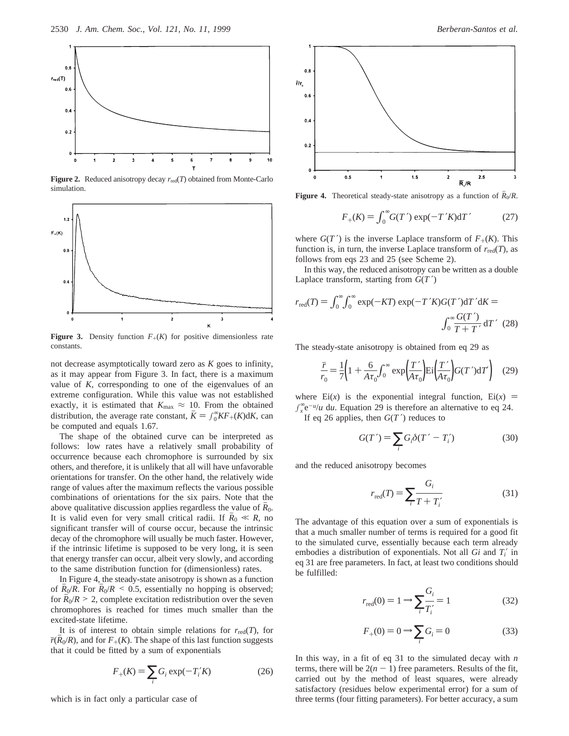**Figure 2.** Reduced anisotropy decay $r_{red}(T)$ obtained from Monte-Carlo simulation.

**Figure 3.** Density function $F_+(K)$ for positive dimensionless rate constants.

not decrease asymptotically toward zero as $K$ goes to infinity, as it may appear from Figure 3. In fact, there is a maximum value of $K$, corresponding to one of the eigenvalues of an extreme configuration. While this value was not established exactly, it is estimated that $K_{max} \approx 10$. From the obtained distribution, the average rate constant, $\bar{K} = \int_0^\infty K F_+(K) dK$, can be computed and equals 1.67.

The shape of the obtained curve can be interpreted as follows: low rates have a relatively small probability of occurrence because each chromophore is surrounded by six others, and therefore, it is unlikely that all will have unfavorable orientations for transfer. On the other hand, the relatively wide range of values after the maximum reflects the various possible combinations of orientations for the six pairs. Note that the above qualitative discussion applies regardless the value of $\bar{R}_0$. It is valid even for very small critical radii. If $\bar{R}_0 \ll R$, no significant transfer will of course occur, because the intrinsic decay of the chromophore will usually be much faster. However, if the intrinsic lifetime is supposed to be very long, it is seen that energy transfer can occur, albeit very slowly, and according to the same distribution function for (dimensionless) rates.

In Figure 4, the steady-state anisotropy is shown as a function of $\bar{R}_0/R$. For $\bar{R}_0/R < 0.5$, essentially no hopping is observed; for $\bar{R}_0/R > 2$, complete excitation redistribution over the seven chromophores is reached for times much smaller than the excited-state lifetime.

It is of interest to obtain simple relations for $r_{red}(T)$, for $\bar{r}(\bar{R}_0/R)$, and for $F_+(K)$. The shape of this last function suggests that it could be fitted by a sum of exponentials

$$F_+(K) = \sum_i G_i \exp(-T_i' K) \tag{26}$$

which is in fact only a particular case of

**Figure 4.** Theoretical steady-state anisotropy as a function of $\bar{R}_0/R$.

$$F_+(K) = \int_0^\infty G(T') \exp(-T'K) dT' \tag{27}$$

where $G(T')$ is the inverse Laplace transform of $F_+(K)$. This function is, in turn, the inverse Laplace transform of $r_{red}(T)$, as follows from eqs 23 and 25 (see Scheme 2).

In this way, the reduced anisotropy can be written as a double Laplace transform, starting from $G(T')$

$$r_{red}(T) = \int_0^\infty \int_0^\infty \exp(-KT) \exp(-T'K) G(T') dT' dK = \int_0^\infty \frac{G(T')}{T + T'} dT' \tag{28}$$

The steady-state anisotropy is obtained from eq 29 as

$$\frac{\bar{r}}{r_0} = \frac{1}{7}\left(1 + \frac{6}{A\tau_0}\int_0^\infty \exp\left(\frac{T'}{A\tau_0}\right) \mathrm{Ei}\left(\frac{T'}{A\tau_0}\right) G(T') dT'\right) \tag{29}$$

where $\mathrm{Ei}(x)$ is the exponential integral function, $\mathrm{Ei}(x) = \int_x^\infty e^{-u}/u \, du$. Equation 29 is therefore an alternative to eq 24.

If eq 26 applies, then $G(T')$ reduces to

$$G(T') = \sum_i G_i \delta(T' - T_i') \tag{30}$$

and the reduced anisotropy becomes

$$r_{red}(T) = \sum_i \frac{G_i}{T + T_i'} \tag{31}$$

The advantage of this equation over a sum of exponentials is that a much smaller number of terms is required for a good fit to the simulated curve, essentially because each term already embodies a distribution of exponentials. Not all $G_i$ and $T_i'$ in eq 31 are free parameters. In fact, at least two conditions should be fulfilled:

$$r_{red}(0) = 1 \Rightarrow \sum_i \frac{G_i}{T_i'} = 1 \tag{32}$$

$$F_+(0) = 0 \Rightarrow \sum_i G_i = 0 \tag{33}$$

In this way, in a fit of eq 31 to the simulated decay with $n$ terms, there will be $2(n - 1)$ free parameters. Results of the fit, carried out by the method of least squares, were already satisfactory (residues below experimental error) for a sum of three terms (four fitting parameters). For better accuracy, a sum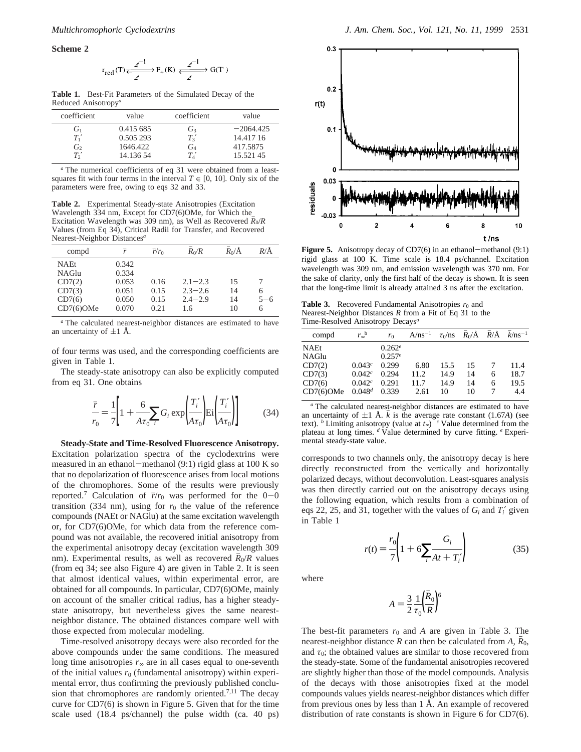**Scheme 2**

$$r_{red}(T) \underset{\mathcal{L}}{\overset{\mathcal{L}^{-1}}{\rightleftarrows}} F_+(K) \underset{\mathcal{L}}{\overset{\mathcal{L}^{-1}}{\rightleftarrows}} G(T')$$

**Table 1.** Best-Fit Parameters of the Simulated Decay of the Reduced Anisotropy[a]

| coefficient | value | coefficient | value |
|---|---|---|---|
| $G_1$ | 0.415 685 | $G_3$ | −2064.425 |
| $T_1'$ | 0.505 293 | $T_3'$ | 14.417 16 |
| $G_2$ | 1646.422 | $G_4$ | 417.5875 |
| $T_2'$ | 14.136 54 | $T_4'$ | 15.521 45 |

[a] The numerical coefficients of eq 31 were obtained from a least-squares fit with four terms in the interval $T \in [0, 10]$. Only six of the parameters were free, owing to eqs 32 and 33.

**Table 2.** Experimental Steady-state Anisotropies (Excitation Wavelength 334 nm, Except for CD7(6)OMe, for Which the Excitation Wavelength was 309 nm), as Well as Recovered $\bar{R}_0/R$ Values (from Eq 34), Critical Radii for Transfer, and Recovered Nearest-Neighbor Distances[a]

| compd | $\bar{r}$ | $\bar{r}/r_0$ | $\bar{R}_0/R$ | $\bar{R}_0$/Å | $R$/Å |
|---|---|---|---|---|---|
| NAEt | 0.342 | | | | |
| NAGlu | 0.334 | | | | |
| CD7(2) | 0.053 | 0.16 | 2.1−2.3 | 15 | 7 |
| CD7(3) | 0.051 | 0.15 | 2.3−2.6 | 14 | 6 |
| CD7(6) | 0.050 | 0.15 | 2.4−2.9 | 14 | 5−6 |
| CD7(6)OMe | 0.070 | 0.21 | 1.6 | 10 | 6 |

[a] The calculated nearest-neighbor distances are estimated to have an uncertainty of ±1 Å.

of four terms was used, and the corresponding coefficients are given in Table 1.

The steady-state anisotropy can also be explicitly computed from eq 31. One obtains

$$\frac{\bar{r}}{r_0} = \frac{1}{7}\left[1 + \frac{6}{A\tau_0}\sum_i G_i \exp\left(\frac{T_i'}{A\tau_0}\right)\mathrm{Ei}\left(\frac{T_i'}{A\tau_0}\right)\right] \tag{34}$$

**Steady-State and Time-Resolved Fluorescence Anisotropy.** Excitation polarization spectra of the cyclodextrins were measured in an ethanol−methanol (9:1) rigid glass at 100 K so that no depolarization of fluorescence arises from local motions of the chromophores. Some of the results were previously reported.[7] Calculation of $\bar{r}/r_0$ was performed for the 0−0 transition (334 nm), using for $r_0$ the value of the reference compounds (NAEt or NAGlu) at the same excitation wavelength or, for CD7(6)OMe, for which data from the reference compound was not available, the recovered initial anisotropy from the experimental anisotropy decay (excitation wavelength 309 nm). Experimental results, as well as recovered $\bar{R}_0/R$ values (from eq 34; see also Figure 4) are given in Table 2. It is seen that almost identical values, within experimental error, are obtained for all compounds. In particular, CD7(6)OMe, mainly on account of the smaller critical radius, has a higher steady-state anisotropy, but nevertheless gives the same nearest-neighbor distance. The obtained distances compare well with those expected from molecular modeling.

Time-resolved anisotropy decays were also recorded for the above compounds under the same conditions. The measured long time anisotropies $r_\infty$ are in all cases equal to one-seventh of the initial values $r_0$ (fundamental anisotropy) within experimental error, thus confirming the previously published conclusion that chromophores are randomly oriented.[7,11] The decay curve for CD7(6) is shown in Figure 5. Given that for the time scale used (18.4 ps/channel) the pulse width (ca. 40 ps)

**Figure 5.** Anisotropy decay of CD7(6) in an ethanol−methanol (9:1) rigid glass at 100 K. Time scale is 18.4 ps/channel. Excitation wavelength was 309 nm, and emission wavelength was 370 nm. For the sake of clarity, only the first half of the decay is shown. It is seen that the long-time limit is already attained 3 ns after the excitation.

**Table 3.** Recovered Fundamental Anisotropies $r_0$ and Nearest-Neighbor Distances $R$ from a Fit of Eq 31 to the Time-Resolved Anisotropy Decays[a]

| compd | $r_\infty$[b] | $r_0$ | $A$/ns$^{-1}$ | $\tau_0$/ns | $\bar{R}_0$/Å | $\bar{R}$/Å | $\bar{k}$/ns$^{-1}$ |
|---|---|---|---|---|---|---|---|
| NAEt | | 0.262[e] | | | | | |
| NAGlu | | 0.257[e] | | | | | |
| CD7(2) | 0.043[c] | 0.299 | 6.80 | 15.5 | 15 | 7 | 11.4 |
| CD7(3) | 0.042[c] | 0.294 | 11.2 | 14.9 | 14 | 6 | 18.7 |
| CD7(6) | 0.042[c] | 0.291 | 11.7 | 14.9 | 14 | 6 | 19.5 |
| CD7(6)OMe | 0.048[d] | 0.339 | 2.61 | 10 | 10 | 7 | 4.4 |

[a] The calculated nearest-neighbor distances are estimated to have an uncertainty of ±1 Å. $\bar{k}$ is the average rate constant (1.67$A$) (see text). [b] Limiting anisotropy (value at $t_\infty$). [c] Value determined from the plateau at long times. [d] Value determined by curve fitting. [e] Experimental steady-state value.

corresponds to two channels only, the anisotropy decay is here directly reconstructed from the vertically and horizontally polarized decays, without deconvolution. Least-squares analysis was then directly carried out on the anisotropy decays using the following equation, which results from a combination of eqs 22, 25, and 31, together with the values of $G_i$ and $T_i'$ given in Table 1

$$r(t) = \frac{r_0}{7}\left(1 + 6\sum_i \frac{G_i}{At + T_i'}\right) \tag{35}$$

where

$$A = \frac{3}{2}\frac{1}{\tau_0}\left(\frac{\bar{R}_0}{R}\right)^6$$

The best-fit parameters $r_0$ and $A$ are given in Table 3. The nearest-neighbor distance $R$ can then be calculated from $A$, $\bar{R}_0$, and $\tau_0$; the obtained values are similar to those recovered from the steady-state. Some of the fundamental anisotropies recovered are slightly higher than those of the model compounds. Analysis of the decays with those anisotropies fixed at the model compounds values yields nearest-neighbor distances which differ from previous ones by less than 1 Å. An example of recovered distribution of rate constants is shown in Figure 6 for CD7(6).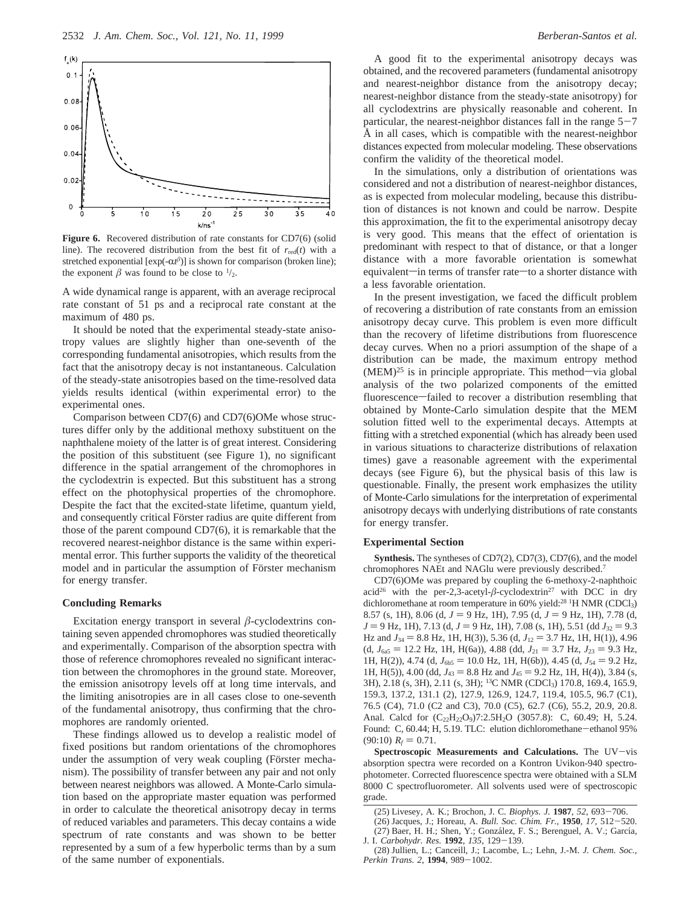$f_*(k)$

0.1

0.08

0.06

0.04

0.02

0

0 5 10 15 20 25 30 35 40

$k$/ns$^{-1}$

**Figure 6.** Recovered distribution of rate constants for CD7(6) (solid line). The recovered distribution from the best fit of $r_{red}(t)$ with a stretched exponential [$\exp(-\alpha t^{\beta})$] is shown for comparison (broken line); the exponent $\beta$ was found to be close to $^1/_2$.

A wide dynamical range is apparent, with an average reciprocal rate constant of 51 ps and a reciprocal rate constant at the maximum of 480 ps.

It should be noted that the experimental steady-state anisotropy values are slightly higher than one-seventh of the corresponding fundamental anisotropies, which results from the fact that the anisotropy decay is not instantaneous. Calculation of the steady-state anisotropies based on the time-resolved data yields results identical (within experimental error) to the experimental ones.

Comparison between CD7(6) and CD7(6)OMe whose structures differ only by the additional methoxy substituent on the naphthalene moiety of the latter is of great interest. Considering the position of this substituent (see Figure 1), no significant difference in the spatial arrangement of the chromophores in the cyclodextrin is expected. But this substituent has a strong effect on the photophysical properties of the chromophore. Despite the fact that the excited-state lifetime, quantum yield, and consequently critical Förster radius are quite different from those of the parent compound CD7(6), it is remarkable that the recovered nearest-neighbor distance is the same within experimental error. This further supports the validity of the theoretical model and in particular the assumption of Förster mechanism for energy transfer.

## Concluding Remarks

Excitation energy transport in several $\beta$-cyclodextrins containing seven appended chromophores was studied theoretically and experimentally. Comparison of the absorption spectra with those of reference chromophores revealed no significant interaction between the chromophores in the ground state. Moreover, the emission anisotropy levels off at long time intervals, and the limiting anisotropies are in all cases close to one-seventh of the fundamental anisotropy, thus confirming that the chromophores are randomly oriented.

These findings allowed us to develop a realistic model of fixed positions but random orientations of the chromophores under the assumption of very weak coupling (Förster mechanism). The possibility of transfer between any pair and not only between nearest neighbors was allowed. A Monte-Carlo simulation based on the appropriate master equation was performed in order to calculate the theoretical anisotropy decay in terms of reduced variables and parameters. This decay contains a wide spectrum of rate constants and was shown to be better represented by a sum of a few hyperbolic terms than by a sum of the same number of exponentials.

A good fit to the experimental anisotropy decays was obtained, and the recovered parameters (fundamental anisotropy and nearest-neighbor distance from the anisotropy decay; nearest-neighbor distance from the steady-state anisotropy) for all cyclodextrins are physically reasonable and coherent. In particular, the nearest-neighbor distances fall in the range 5−7 Å in all cases, which is compatible with the nearest-neighbor distances expected from molecular modeling. These observations confirm the validity of the theoretical model.

In the simulations, only a distribution of orientations was considered and not a distribution of nearest-neighbor distances, as is expected from molecular modeling, because this distribution of distances is not known and could be narrow. Despite this approximation, the fit to the experimental anisotropy decay is very good. This means that the effect of orientation is predominant with respect to that of distance, or that a longer distance with a more favorable orientation is somewhat equivalent—in terms of transfer rate—to a shorter distance with a less favorable orientation.

In the present investigation, we faced the difficult problem of recovering a distribution of rate constants from an emission anisotropy decay curve. This problem is even more difficult than the recovery of lifetime distributions from fluorescence decay curves. When no a priori assumption of the shape of a distribution can be made, the maximum entropy method (MEM)[25] is in principle appropriate. This method—via global analysis of the two polarized components of the emitted fluorescence—failed to recover a distribution resembling that obtained by Monte-Carlo simulation despite that the MEM solution fitted well to the experimental decays. Attempts at fitting with a stretched exponential (which has already been used in various situations to characterize distributions of relaxation times) gave a reasonable agreement with the experimental decays (see Figure 6), but the physical basis of this law is questionable. Finally, the present work emphasizes the utility of Monte-Carlo simulations for the interpretation of experimental anisotropy decays with underlying distributions of rate constants for energy transfer.

## Experimental Section

**Synthesis.** The syntheses of CD7(2), CD7(3), CD7(6), and the model chromophores NAEt and NAGlu were previously described.[7]

CD7(6)OMe was prepared by coupling the 6-methoxy-2-naphthoic acid[26] with the per-2,3-acetyl-$\beta$-cyclodextrin[27] with DCC in dry dichloromethane at room temperature in 60% yield:[28] $^1$H NMR ($CDCl_3$) 8.57 (s, 1H), 8.06 (d, $J$ = 9 Hz, 1H), 7.95 (d, $J$ = 9 Hz, 1H), 7.78 (d, $J$ = 9 Hz, 1H), 7.13 (d, $J$ = 9 Hz, 1H), 7.08 (s, 1H), 5.51 (dd $J_{32}$ = 9.3 Hz and $J_{34}$ = 8.8 Hz, 1H, H(3)), 5.36 (d, $J_{12}$ = 3.7 Hz, 1H, H(1)), 4.96 (d, $J_{6a5}$ = 12.2 Hz, 1H, H(6a)), 4.88 (dd, $J_{21}$ = 3.7 Hz, $J_{23}$ = 9.3 Hz, 1H, H(2)), 4.74 (d, $J_{6b5}$ = 10.0 Hz, 1H, H(6b)), 4.45 (d, $J_{54}$ = 9.2 Hz, 1H, H(5)), 4.00 (dd, $J_{43}$ = 8.8 Hz and $J_{45}$ = 9.2 Hz, 1H, H(4)), 3.84 (s, 3H), 2.18 (s, 3H), 2.11 (s, 3H); $^{13}$C NMR ($CDCl_3$) 170.8, 169.4, 165.9, 159.3, 137.2, 131.1 (2), 127.9, 126.9, 124.7, 119.4, 105.5, 96.7 (C1), 76.5 (C4), 71.0 (C2 and C3), 70.0 (C5), 62.7 (C6), 55.2, 20.9, 20.8. Anal. Calcd for ($C_{22}H_{22}O_9$)7:2.5$H_2O$ (3057.8): C, 60.49; H, 5.24. Found: C, 60.44; H, 5.19. TLC: elution dichloromethane−ethanol 95% (90:10) $R_f$ = 0.71.

**Spectroscopic Measurements and Calculations.** The UV−vis absorption spectra were recorded on a Kontron Uvikon-940 spectrophotometer. Corrected fluorescence spectra were obtained with a SLM 8000 C spectrofluorometer. All solvents used were of spectroscopic grade.

(25) Livesey, A. K.; Brochon, J. C. *Biophys. J.* **1987**, *52*, 693−706.

(26) Jacques, J.; Horeau, A. *Bull. Soc. Chim. Fr.*, **1950**, *17*, 512−520.

(27) Baer, H. H.; Shen, Y.; González, F. S.; Berenguel, A. V.; García, J. I. *Carbohydr. Res.* **1992**, *135*, 129−139.

(28) Jullien, L.; Canceill, J.; Lacombe, L.; Lehn, J.-M. *J. Chem. Soc., Perkin Trans. 2*, **1994**, 989−1002.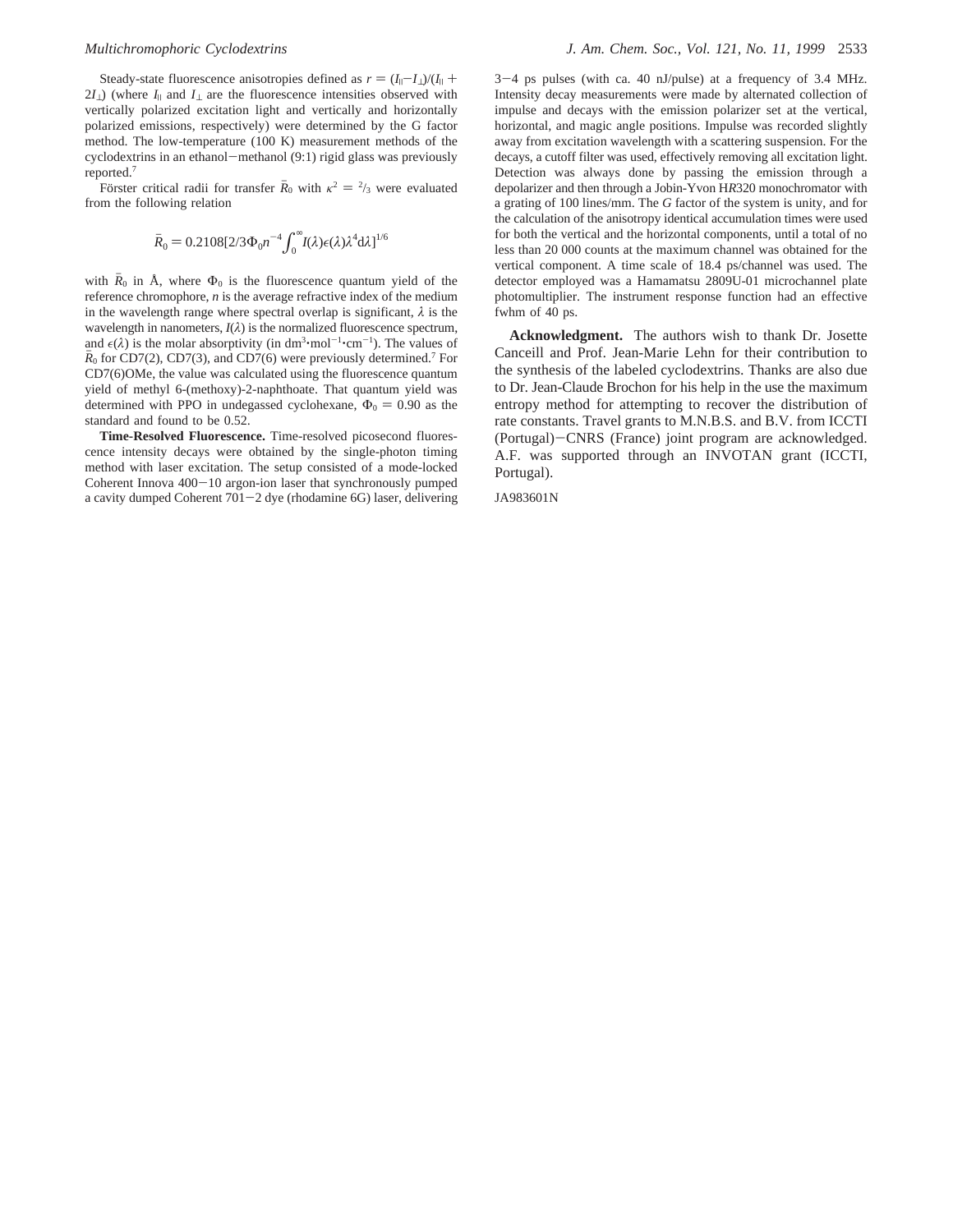Steady-state fluorescence anisotropies defined as $r = (I_{\|} - I_{\perp})/(I_{\|} + 2I_{\perp})$ (where $I_{\|}$ and $I_{\perp}$ are the fluorescence intensities observed with vertically polarized excitation light and vertically and horizontally polarized emissions, respectively) were determined by the G factor method. The low-temperature (100 K) measurement methods of the cyclodextrins in an ethanol−methanol (9:1) rigid glass was previously reported.[7]

Förster critical radii for transfer $\bar{R}_0$ with $\kappa^2 = {}^2/_3$ were evaluated from the following relation

$$\bar{R}_0 = 0.2108[2/3\Phi_0 n^{-4} \int_0^\infty I(\lambda)\epsilon(\lambda)\lambda^4 \mathrm{d}\lambda]^{1/6}$$

with $\bar{R}_0$ in Å, where $\Phi_0$ is the fluorescence quantum yield of the reference chromophore, $n$ is the average refractive index of the medium in the wavelength range where spectral overlap is significant, $\lambda$ is the wavelength in nanometers, $I(\lambda)$ is the normalized fluorescence spectrum, and $\epsilon(\lambda)$ is the molar absorptivity (in $\mathrm{dm^3 \cdot mol^{-1} \cdot cm^{-1}}$). The values of $\bar{R}_0$ for CD7(2), CD7(3), and CD7(6) were previously determined.[7] For CD7(6)OMe, the value was calculated using the fluorescence quantum yield of methyl 6-(methoxy)-2-naphthoate. That quantum yield was determined with PPO in undegassed cyclohexane, $\Phi_0 = 0.90$ as the standard and found to be 0.52.

**Time-Resolved Fluorescence.** Time-resolved picosecond fluorescence intensity decays were obtained by the single-photon timing method with laser excitation. The setup consisted of a mode-locked Coherent Innova 400−10 argon-ion laser that synchronously pumped a cavity dumped Coherent 701−2 dye (rhodamine 6G) laser, delivering 3−4 ps pulses (with ca. 40 nJ/pulse) at a frequency of 3.4 MHz. Intensity decay measurements were made by alternated collection of impulse and decays with the emission polarizer set at the vertical, horizontal, and magic angle positions. Impulse was recorded slightly away from excitation wavelength with a scattering suspension. For the decays, a cutoff filter was used, effectively removing all excitation light. Detection was always done by passing the emission through a depolarizer and then through a Jobin-Yvon H*R*320 monochromator with a grating of 100 lines/mm. The *G* factor of the system is unity, and for the calculation of the anisotropy identical accumulation times were used for both the vertical and the horizontal components, until a total of no less than 20 000 counts at the maximum channel was obtained for the vertical component. A time scale of 18.4 ps/channel was used. The detector employed was a Hamamatsu 2809U-01 microchannel plate photomultiplier. The instrument response function had an effective fwhm of 40 ps.

**Acknowledgment.** The authors wish to thank Dr. Josette Canceill and Prof. Jean-Marie Lehn for their contribution to the synthesis of the labeled cyclodextrins. Thanks are also due to Dr. Jean-Claude Brochon for his help in the use the maximum entropy method for attempting to recover the distribution of rate constants. Travel grants to M.N.B.S. and B.V. from ICCTI (Portugal)−CNRS (France) joint program are acknowledged. A.F. was supported through an INVOTAN grant (ICCTI, Portugal).

JA983601N